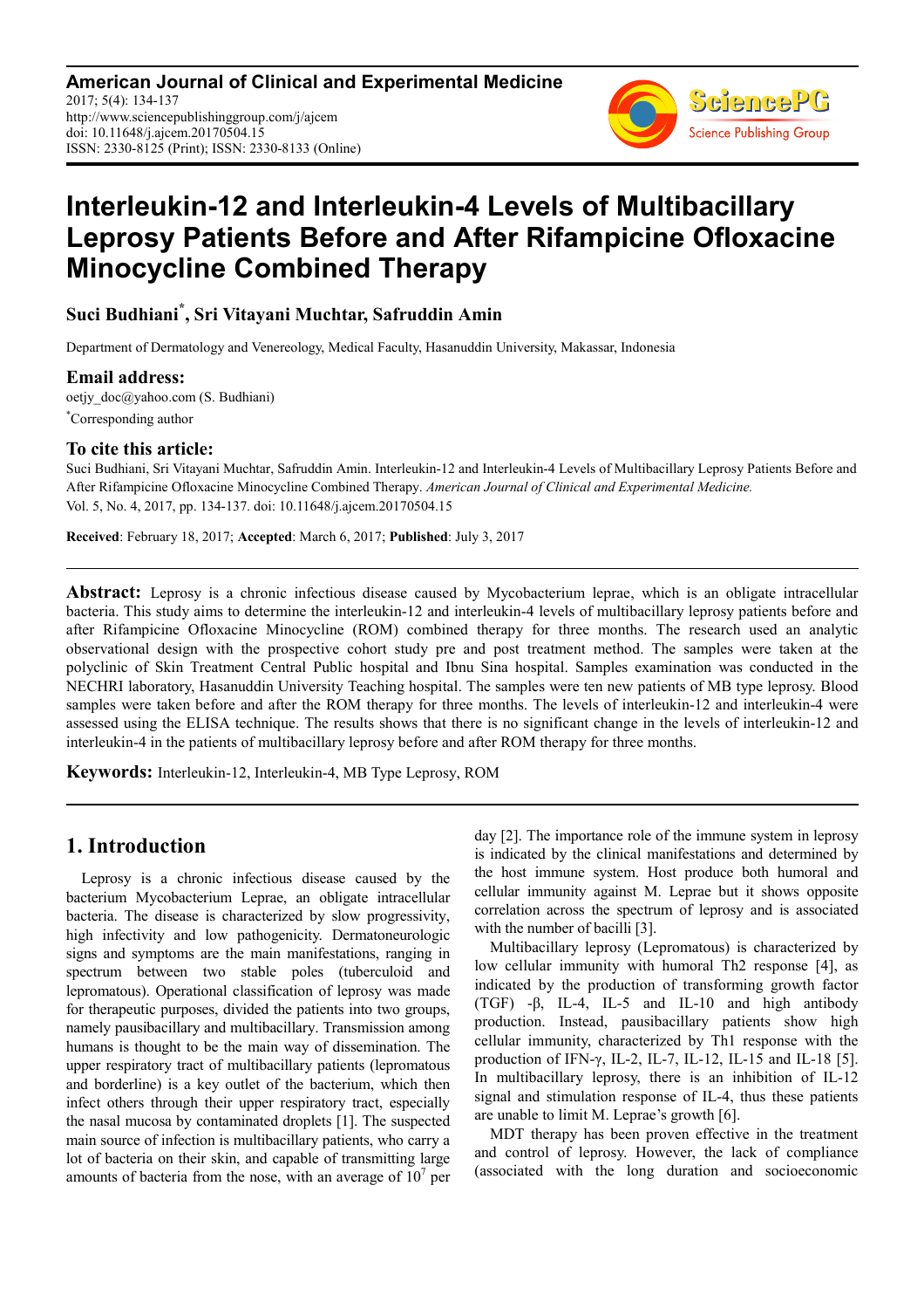# Interleukin-12 and Interleukin-4 Levels of Multibacillary Leprosy Patients Before and After Rifampicine Ofloxacine Minocycline Combined Therapy

**Suci Budhiani[*], Sri Vitayani Muchtar, Safruddin Amin**

Department of Dermatology and Venereology, Medical Faculty, Hasanuddin University, Makassar, Indonesia

## Email address:

oetjy_doc@yahoo.com (S. Budhiani)

[*]Corresponding author

## To cite this article:

Suci Budhiani, Sri Vitayani Muchtar, Safruddin Amin. Interleukin-12 and Interleukin-4 Levels of Multibacillary Leprosy Patients Before and After Rifampicine Ofloxacine Minocycline Combined Therapy. *American Journal of Clinical and Experimental Medicine.* Vol. 5, No. 4, 2017, pp. 134-137. doi: 10.11648/j.ajcem.20170504.15

**Received**: February 18, 2017; **Accepted**: March 6, 2017; **Published**: July 3, 2017

---

**Abstract:** Leprosy is a chronic infectious disease caused by Mycobacterium leprae, which is an obligate intracellular bacteria. This study aims to determine the interleukin-12 and interleukin-4 levels of multibacillary leprosy patients before and after Rifampicine Ofloxacine Minocycline (ROM) combined therapy for three months. The research used an analytic observational design with the prospective cohort study pre and post treatment method. The samples were taken at the polyclinic of Skin Treatment Central Public hospital and Ibnu Sina hospital. Samples examination was conducted in the NECHRI laboratory, Hasanuddin University Teaching hospital. The samples were ten new patients of MB type leprosy. Blood samples were taken before and after the ROM therapy for three months. The levels of interleukin-12 and interleukin-4 were assessed using the ELISA technique. The results shows that there is no significant change in the levels of interleukin-12 and interleukin-4 in the patients of multibacillary leprosy before and after ROM therapy for three months.

**Keywords:** Interleukin-12, Interleukin-4, MB Type Leprosy, ROM

---

## 1. Introduction

Leprosy is a chronic infectious disease caused by the bacterium Mycobacterium Leprae, an obligate intracellular bacteria. The disease is characterized by slow progressivity, high infectivity and low pathogenicity. Dermatoneurologic signs and symptoms are the main manifestations, ranging in spectrum between two stable poles (tuberculoid and lepromatous). Operational classification of leprosy was made for therapeutic purposes, divided the patients into two groups, namely pausibacillary and multibacillary. Transmission among humans is thought to be the main way of dissemination. The upper respiratory tract of multibacillary patients (lepromatous and borderline) is a key outlet of the bacterium, which then infect others through their upper respiratory tract, especially the nasal mucosa by contaminated droplets [1]. The suspected main source of infection is multibacillary patients, who carry a lot of bacteria on their skin, and capable of transmitting large amounts of bacteria from the nose, with an average of $10^7$ per day [2]. The importance role of the immune system in leprosy is indicated by the clinical manifestations and determined by the host immune system. Host produce both humoral and cellular immunity against M. Leprae but it shows opposite correlation across the spectrum of leprosy and is associated with the number of bacilli [3].

Multibacillary leprosy (Lepromatous) is characterized by low cellular immunity with humoral Th2 response [4], as indicated by the production of transforming growth factor (TGF) -β, IL-4, IL-5 and IL-10 and high antibody production. Instead, pausibacillary patients show high cellular immunity, characterized by Th1 response with the production of IFN-γ, IL-2, IL-7, IL-12, IL-15 and IL-18 [5]. In multibacillary leprosy, there is an inhibition of IL-12 signal and stimulation response of IL-4, thus these patients are unable to limit M. Leprae's growth [6].

MDT therapy has been proven effective in the treatment and control of leprosy. However, the lack of compliance (associated with the long duration and socioeconomic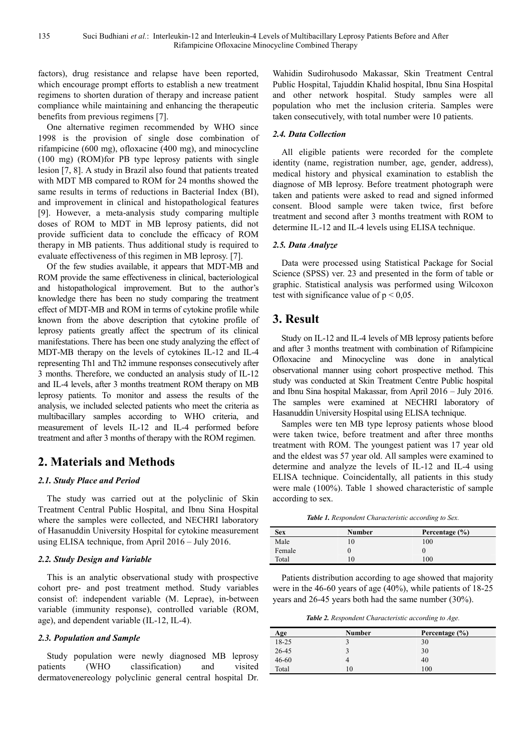factors), drug resistance and relapse have been reported, which encourage prompt efforts to establish a new treatment regimens to shorten duration of therapy and increase patient compliance while maintaining and enhancing the therapeutic benefits from previous regimens [7].

One alternative regimen recommended by WHO since 1998 is the provision of single dose combination of rifampicine (600 mg), ofloxacine (400 mg), and minocycline (100 mg) (ROM)for PB type leprosy patients with single lesion [7, 8]. A study in Brazil also found that patients treated with MDT MB compared to ROM for 24 months showed the same results in terms of reductions in Bacterial Index (BI), and improvement in clinical and histopathological features [9]. However, a meta-analysis study comparing multiple doses of ROM to MDT in MB leprosy patients, did not provide sufficient data to conclude the efficacy of ROM therapy in MB patients. Thus additional study is required to evaluate effectiveness of this regimen in MB leprosy. [7].

Of the few studies available, it appears that MDT-MB and ROM provide the same effectiveness in clinical, bacteriological and histopathological improvement. But to the author's knowledge there has been no study comparing the treatment effect of MDT-MB and ROM in terms of cytokine profile while known from the above description that cytokine profile of leprosy patients greatly affect the spectrum of its clinical manifestations. There has been one study analyzing the effect of MDT-MB therapy on the levels of cytokines IL-12 and IL-4 representing Th1 and Th2 immune responses consecutively after 3 months. Therefore, we conducted an analysis study of IL-12 and IL-4 levels, after 3 months treatment ROM therapy on MB leprosy patients. To monitor and assess the results of the analysis, we included selected patients who meet the criteria as multibacillary samples according to WHO criteria, and measurement of levels IL-12 and IL-4 performed before treatment and after 3 months of therapy with the ROM regimen.

# 2. Materials and Methods

### 2.1. Study Place and Period

The study was carried out at the polyclinic of Skin Treatment Central Public Hospital, and Ibnu Sina Hospital where the samples were collected, and NECHRI laboratory of Hasanuddin University Hospital for cytokine measurement using ELISA technique, from April 2016 – July 2016.

### 2.2. Study Design and Variable

This is an analytic observational study with prospective cohort pre- and post treatment method. Study variables consist of: independent variable (M. Leprae), in-between variable (immunity response), controlled variable (ROM, age), and dependent variable (IL-12, IL-4).

### 2.3. Population and Sample

Study population were newly diagnosed MB leprosy patients (WHO classification) and visited dermatovenereology polyclinic general central hospital Dr. Wahidin Sudirohusodo Makassar, Skin Treatment Central Public Hospital, Tajuddin Khalid hospital, Ibnu Sina Hospital and other network hospital. Study samples were all population who met the inclusion criteria. Samples were taken consecutively, with total number were 10 patients.

### 2.4. Data Collection

All eligible patients were recorded for the complete identity (name, registration number, age, gender, address), medical history and physical examination to establish the diagnose of MB leprosy. Before treatment photograph were taken and patients were asked to read and signed informed consent. Blood sample were taken twice, first before treatment and second after 3 months treatment with ROM to determine IL-12 and IL-4 levels using ELISA technique.

### 2.5. Data Analyze

Data were processed using Statistical Package for Social Science (SPSS) ver. 23 and presented in the form of table or graphic. Statistical analysis was performed using Wilcoxon test with significance value of $p < 0,05$.

# 3. Result

Study on IL-12 and IL-4 levels of MB leprosy patients before and after 3 months treatment with combination of Rifampicine Ofloxacine and Minocycline was done in analytical observational manner using cohort prospective method. This study was conducted at Skin Treatment Centre Public hospital and Ibnu Sina hospital Makassar, from April 2016 – July 2016. The samples were examined at NECHRI laboratory of Hasanuddin University Hospital using ELISA technique.

Samples were ten MB type leprosy patients whose blood were taken twice, before treatment and after three months treatment with ROM. The youngest patient was 17 year old and the eldest was 57 year old. All samples were examined to determine and analyze the levels of IL-12 and IL-4 using ELISA technique. Coincidentally, all patients in this study were male (100%). Table 1 showed characteristic of sample according to sex.

*Table 1. Respondent Characteristic according to Sex.*

| Sex | Number | Percentage (%) |
|---|---|---|
| Male | 10 | 100 |
| Female | 0 | 0 |
| Total | 10 | 100 |

Patients distribution according to age showed that majority were in the 46-60 years of age (40%), while patients of 18-25 years and 26-45 years both had the same number (30%).

*Table 2. Respondent Characteristic according to Age.*

| Age | Number | Percentage (%) |
|---|---|---|
| 18-25 | 3 | 30 |
| 26-45 | 3 | 30 |
| 46-60 | 4 | 40 |
| Total | 10 | 100 |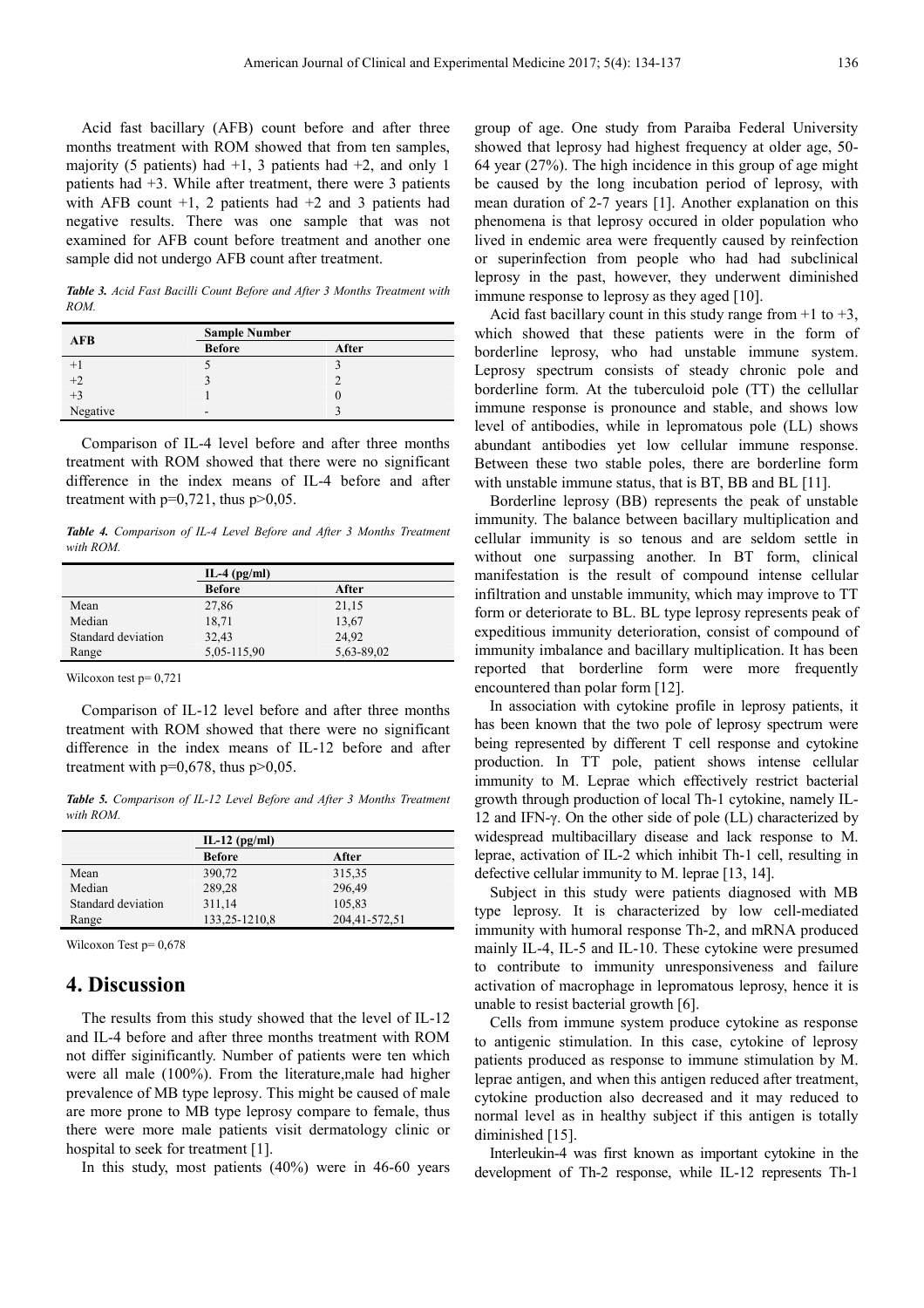Acid fast bacillary (AFB) count before and after three months treatment with ROM showed that from ten samples, majority (5 patients) had +1, 3 patients had +2, and only 1 patients had +3. While after treatment, there were 3 patients with AFB count +1, 2 patients had +2 and 3 patients had negative results. There was one sample that was not examined for AFB count before treatment and another one sample did not undergo AFB count after treatment.

***Table 3.*** *Acid Fast Bacilli Count Before and After 3 Months Treatment with ROM.*

| AFB | Sample Number | |
|---|---|---|
| | **Before** | **After** |
| +1 | 5 | 3 |
| +2 | 3 | 2 |
| +3 | 1 | 0 |
| Negative | - | 3 |

Comparison of IL-4 level before and after three months treatment with ROM showed that there were no significant difference in the index means of IL-4 before and after treatment with p=0,721, thus p>0,05.

***Table 4.*** *Comparison of IL-4 Level Before and After 3 Months Treatment with ROM.*

| | IL-4 (pg/ml) | |
|---|---|---|
| | **Before** | **After** |
| Mean | 27,86 | 21,15 |
| Median | 18,71 | 13,67 |
| Standard deviation | 32,43 | 24,92 |
| Range | 5,05-115,90 | 5,63-89,02 |

Wilcoxon test p= 0,721

Comparison of IL-12 level before and after three months treatment with ROM showed that there were no significant difference in the index means of IL-12 before and after treatment with p=0,678, thus p>0,05.

***Table 5.*** *Comparison of IL-12 Level Before and After 3 Months Treatment with ROM.*

| | IL-12 (pg/ml) | |
|---|---|---|
| | **Before** | **After** |
| Mean | 390,72 | 315,35 |
| Median | 289,28 | 296,49 |
| Standard deviation | 311,14 | 105,83 |
| Range | 133,25-1210,8 | 204,41-572,51 |

Wilcoxon Test p= 0,678

# 4. Discussion

The results from this study showed that the level of IL-12 and IL-4 before and after three months treatment with ROM not differ siginificantly. Number of patients were ten which were all male (100%). From the literature,male had higher prevalence of MB type leprosy. This might be caused of male are more prone to MB type leprosy compare to female, thus there were more male patients visit dermatology clinic or hospital to seek for treatment [1].

In this study, most patients (40%) were in 46-60 years group of age. One study from Paraiba Federal University showed that leprosy had highest frequency at older age, 50-64 year (27%). The high incidence in this group of age might be caused by the long incubation period of leprosy, with mean duration of 2-7 years [1]. Another explanation on this phenomena is that leprosy occured in older population who lived in endemic area were frequently caused by reinfection or superinfection from people who had had subclinical leprosy in the past, however, they underwent diminished immune response to leprosy as they aged [10].

Acid fast bacillary count in this study range from +1 to +3, which showed that these patients were in the form of borderline leprosy, who had unstable immune system. Leprosy spectrum consists of steady chronic pole and borderline form. At the tuberculoid pole (TT) the cellullar immune response is pronounce and stable, and shows low level of antibodies, while in lepromatous pole (LL) shows abundant antibodies yet low cellular immune response. Between these two stable poles, there are borderline form with unstable immune status, that is BT, BB and BL [11].

Borderline leprosy (BB) represents the peak of unstable immunity. The balance between bacillary multiplication and cellular immunity is so tenous and are seldom settle in without one surpassing another. In BT form, clinical manifestation is the result of compound intense cellular infiltration and unstable immunity, which may improve to TT form or deteriorate to BL. BL type leprosy represents peak of expeditious immunity deterioration, consist of compound of immunity imbalance and bacillary multiplication. It has been reported that borderline form were more frequently encountered than polar form [12].

In association with cytokine profile in leprosy patients, it has been known that the two pole of leprosy spectrum were being represented by different T cell response and cytokine production. In TT pole, patient shows intense cellular immunity to M. Leprae which effectively restrict bacterial growth through production of local Th-1 cytokine, namely IL-12 and IFN-γ. On the other side of pole (LL) characterized by widespread multibacillary disease and lack response to M. leprae, activation of IL-2 which inhibit Th-1 cell, resulting in defective cellular immunity to M. leprae [13, 14].

Subject in this study were patients diagnosed with MB type leprosy. It is characterized by low cell-mediated immunity with humoral response Th-2, and mRNA produced mainly IL-4, IL-5 and IL-10. These cytokine were presumed to contribute to immunity unresponsiveness and failure activation of macrophage in lepromatous leprosy, hence it is unable to resist bacterial growth [6].

Cells from immune system produce cytokine as response to antigenic stimulation. In this case, cytokine of leprosy patients produced as response to immune stimulation by M. leprae antigen, and when this antigen reduced after treatment, cytokine production also decreased and it may reduced to normal level as in healthy subject if this antigen is totally diminished [15].

Interleukin-4 was first known as important cytokine in the development of Th-2 response, while IL-12 represents Th-1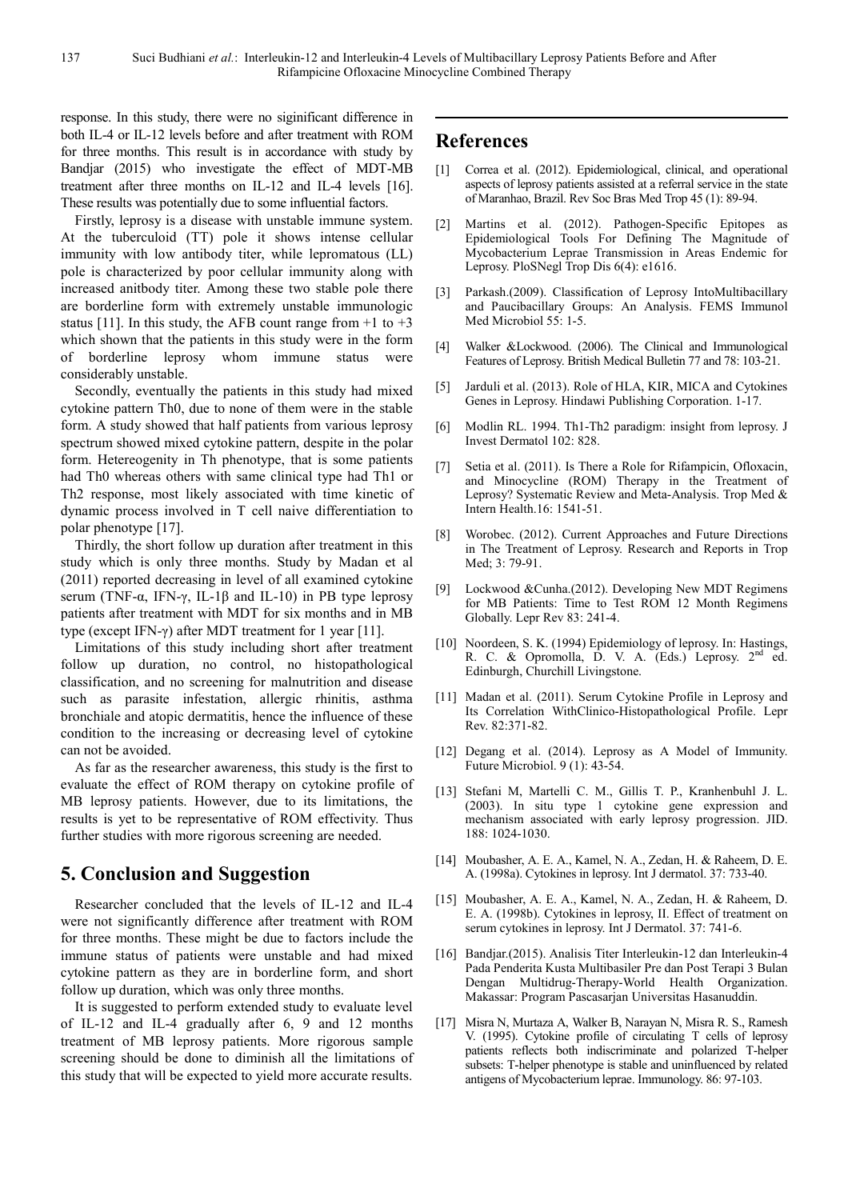response. In this study, there were no siginificant difference in both IL-4 or IL-12 levels before and after treatment with ROM for three months. This result is in accordance with study by Bandjar (2015) who investigate the effect of MDT-MB treatment after three months on IL-12 and IL-4 levels [16]. These results was potentially due to some influential factors.

Firstly, leprosy is a disease with unstable immune system. At the tuberculoid (TT) pole it shows intense cellular immunity with low antibody titer, while lepromatous (LL) pole is characterized by poor cellular immunity along with increased anitbody titer. Among these two stable pole there are borderline form with extremely unstable immunologic status [11]. In this study, the AFB count range from +1 to +3 which shown that the patients in this study were in the form of borderline leprosy whom immune status were considerably unstable.

Secondly, eventually the patients in this study had mixed cytokine pattern Th0, due to none of them were in the stable form. A study showed that half patients from various leprosy spectrum showed mixed cytokine pattern, despite in the polar form. Hetereogenity in Th phenotype, that is some patients had Th0 whereas others with same clinical type had Th1 or Th2 response, most likely associated with time kinetic of dynamic process involved in T cell naive differentiation to polar phenotype [17].

Thirdly, the short follow up duration after treatment in this study which is only three months. Study by Madan et al (2011) reported decreasing in level of all examined cytokine serum (TNF-α, IFN-γ, IL-1β and IL-10) in PB type leprosy patients after treatment with MDT for six months and in MB type (except IFN-γ) after MDT treatment for 1 year [11].

Limitations of this study including short after treatment follow up duration, no control, no histopathological classification, and no screening for malnutrition and disease such as parasite infestation, allergic rhinitis, asthma bronchiale and atopic dermatitis, hence the influence of these condition to the increasing or decreasing level of cytokine can not be avoided.

As far as the researcher awareness, this study is the first to evaluate the effect of ROM therapy on cytokine profile of MB leprosy patients. However, due to its limitations, the results is yet to be representative of ROM effectivity. Thus further studies with more rigorous screening are needed.

## 5. Conclusion and Suggestion

Researcher concluded that the levels of IL-12 and IL-4 were not significantly difference after treatment with ROM for three months. These might be due to factors include the immune status of patients were unstable and had mixed cytokine pattern as they are in borderline form, and short follow up duration, which was only three months.

It is suggested to perform extended study to evaluate level of IL-12 and IL-4 gradually after 6, 9 and 12 months treatment of MB leprosy patients. More rigorous sample screening should be done to diminish all the limitations of this study that will be expected to yield more accurate results.

## References

[1] Correa et al. (2012). Epidemiological, clinical, and operational aspects of leprosy patients assisted at a referral service in the state of Maranhao, Brazil. Rev Soc Bras Med Trop 45 (1): 89-94.

[2] Martins et al. (2012). Pathogen-Specific Epitopes as Epidemiological Tools For Defining The Magnitude of Mycobacterium Leprae Transmission in Areas Endemic for Leprosy. PloSNegl Trop Dis 6(4): e1616.

[3] Parkash.(2009). Classification of Leprosy IntoMultibacillary and Paucibacillary Groups: An Analysis. FEMS Immunol Med Microbiol 55: 1-5.

[4] Walker &Lockwood. (2006). The Clinical and Immunological Features of Leprosy. British Medical Bulletin 77 and 78: 103-21.

[5] Jarduli et al. (2013). Role of HLA, KIR, MICA and Cytokines Genes in Leprosy. Hindawi Publishing Corporation. 1-17.

[6] Modlin RL. 1994. Th1-Th2 paradigm: insight from leprosy. J Invest Dermatol 102: 828.

[7] Setia et al. (2011). Is There a Role for Rifampicin, Ofloxacin, and Minocycline (ROM) Therapy in the Treatment of Leprosy? Systematic Review and Meta-Analysis. Trop Med & Intern Health.16: 1541-51.

[8] Worobec. (2012). Current Approaches and Future Directions in The Treatment of Leprosy. Research and Reports in Trop Med; 3: 79-91.

[9] Lockwood &Cunha.(2012). Developing New MDT Regimens for MB Patients: Time to Test ROM 12 Month Regimens Globally. Lepr Rev 83: 241-4.

[10] Noordeen, S. K. (1994) Epidemiology of leprosy. In: Hastings, R. C. & Opromolla, D. V. A. (Eds.) Leprosy. 2nd ed. Edinburgh, Churchill Livingstone.

[11] Madan et al. (2011). Serum Cytokine Profile in Leprosy and Its Correlation WithClinico-Histopathological Profile. Lepr Rev. 82:371-82.

[12] Degang et al. (2014). Leprosy as A Model of Immunity. Future Microbiol. 9 (1): 43-54.

[13] Stefani M, Martelli C. M., Gillis T. P., Kranhenbuhl J. L. (2003). In situ type 1 cytokine gene expression and mechanism associated with early leprosy progression. JID. 188: 1024-1030.

[14] Moubasher, A. E. A., Kamel, N. A., Zedan, H. & Raheem, D. E. A. (1998a). Cytokines in leprosy. Int J dermatol. 37: 733-40.

[15] Moubasher, A. E. A., Kamel, N. A., Zedan, H. & Raheem, D. E. A. (1998b). Cytokines in leprosy, II. Effect of treatment on serum cytokines in leprosy. Int J Dermatol. 37: 741-6.

[16] Bandjar.(2015). Analisis Titer Interleukin-12 dan Interleukin-4 Pada Penderita Kusta Multibasiler Pre dan Post Terapi 3 Bulan Dengan Multidrug-Therapy-World Health Organization. Makassar: Program Pascasarjan Universitas Hasanuddin.

[17] Misra N, Murtaza A, Walker B, Narayan N, Misra R. S., Ramesh V. (1995). Cytokine profile of circulating T cells of leprosy patients reflects both indiscriminate and polarized T-helper subsets: T-helper phenotype is stable and uninfluenced by related antigens of Mycobacterium leprae. Immunology. 86: 97-103.